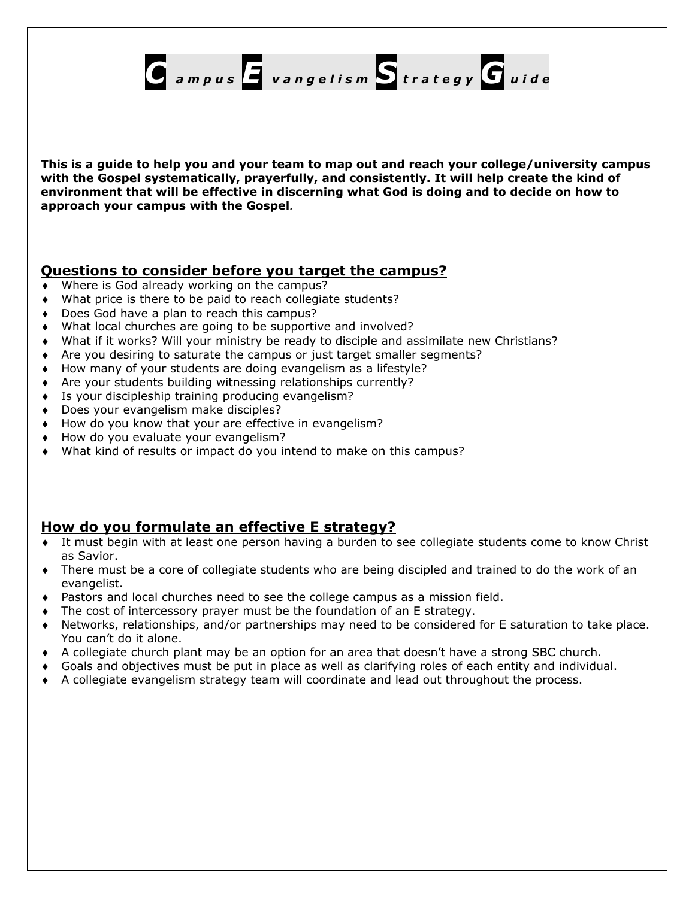# Campus Evangelism Strategy Guide

**This is a guide to help you and your team to map out and reach your college/university campus with the Gospel systematically, prayerfully, and consistently. It will help create the kind of environment that will be effective in discerning what God is doing and to decide on how to approach your campus with the Gospel.**

## Questions to consider before you target the campus?

- Where is God already working on the campus?
- What price is there to be paid to reach collegiate students?
- Does God have a plan to reach this campus?
- What local churches are going to be supportive and involved?
- What if it works? Will your ministry be ready to disciple and assimilate new Christians?
- Are you desiring to saturate the campus or just target smaller segments?
- How many of your students are doing evangelism as a lifestyle?
- Are your students building witnessing relationships currently?
- Is your discipleship training producing evangelism?
- Does your evangelism make disciples?
- How do you know that your are effective in evangelism?
- How do you evaluate your evangelism?
- What kind of results or impact do you intend to make on this campus?

## How do you formulate an effective E strategy?

- It must begin with at least one person having a burden to see collegiate students come to know Christ as Savior.
- There must be a core of collegiate students who are being discipled and trained to do the work of an evangelist.
- Pastors and local churches need to see the college campus as a mission field.
- The cost of intercessory prayer must be the foundation of an E strategy.
- Networks, relationships, and/or partnerships may need to be considered for E saturation to take place. You can't do it alone.
- A collegiate church plant may be an option for an area that doesn't have a strong SBC church.
- Goals and objectives must be put in place as well as clarifying roles of each entity and individual.
- A collegiate evangelism strategy team will coordinate and lead out throughout the process.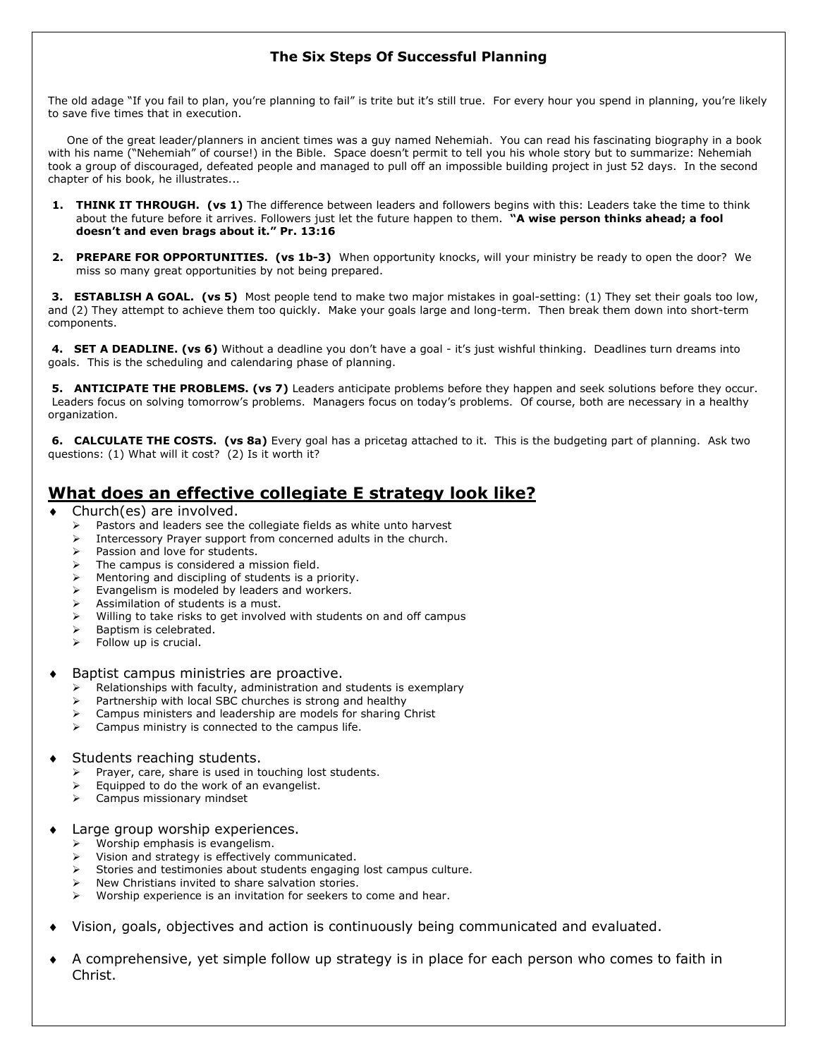### The Six Steps Of Successful Planning

The old adage "If you fail to plan, you're planning to fail" is trite but it's still true. For every hour you spend in planning, you're likely to save five times that in execution.

One of the great leader/planners in ancient times was a guy named Nehemiah. You can read his fascinating biography in a book with his name ("Nehemiah" of course!) in the Bible. Space doesn't permit to tell you his whole story but to summarize: Nehemiah took a group of discouraged, defeated people and managed to pull off an impossible building project in just 52 days. In the second chapter of his book, he illustrates...

1. **THINK IT THROUGH. (vs 1)** The difference between leaders and followers begins with this: Leaders take the time to think about the future before it arrives. Followers just let the future happen to them. **"A wise person thinks ahead; a fool doesn't and even brags about it." Pr. 13:16**

2. **PREPARE FOR OPPORTUNITIES. (vs 1b-3)** When opportunity knocks, will your ministry be ready to open the door? We miss so many great opportunities by not being prepared.

3. **ESTABLISH A GOAL. (vs 5)** Most people tend to make two major mistakes in goal-setting: (1) They set their goals too low, and (2) They attempt to achieve them too quickly. Make your goals large and long-term. Then break them down into short-term components.

4. **SET A DEADLINE. (vs 6)** Without a deadline you don't have a goal - it's just wishful thinking. Deadlines turn dreams into goals. This is the scheduling and calendaring phase of planning.

5. **ANTICIPATE THE PROBLEMS. (vs 7)** Leaders anticipate problems before they happen and seek solutions before they occur. Leaders focus on solving tomorrow's problems. Managers focus on today's problems. Of course, both are necessary in a healthy organization.

6. **CALCULATE THE COSTS. (vs 8a)** Every goal has a pricetag attached to it. This is the budgeting part of planning. Ask two questions: (1) What will it cost? (2) Is it worth it?

## <u>What does an effective collegiate E strategy look like?</u>

- Church(es) are involved.
  - Pastors and leaders see the collegiate fields as white unto harvest
  - Intercessory Prayer support from concerned adults in the church.
  - Passion and love for students.
  - The campus is considered a mission field.
  - Mentoring and discipling of students is a priority.
  - Evangelism is modeled by leaders and workers.
  - Assimilation of students is a must.
  - Willing to take risks to get involved with students on and off campus
  - Baptism is celebrated.
  - Follow up is crucial.

- Baptist campus ministries are proactive.
  - Relationships with faculty, administration and students is exemplary
  - Partnership with local SBC churches is strong and healthy
  - Campus ministers and leadership are models for sharing Christ
  - Campus ministry is connected to the campus life.

- Students reaching students.
  - Prayer, care, share is used in touching lost students.
  - Equipped to do the work of an evangelist.
  - Campus missionary mindset

- Large group worship experiences.
  - Worship emphasis is evangelism.
  - Vision and strategy is effectively communicated.
  - Stories and testimonies about students engaging lost campus culture.
  - New Christians invited to share salvation stories.
  - Worship experience is an invitation for seekers to come and hear.

- Vision, goals, objectives and action is continuously being communicated and evaluated.

- A comprehensive, yet simple follow up strategy is in place for each person who comes to faith in Christ.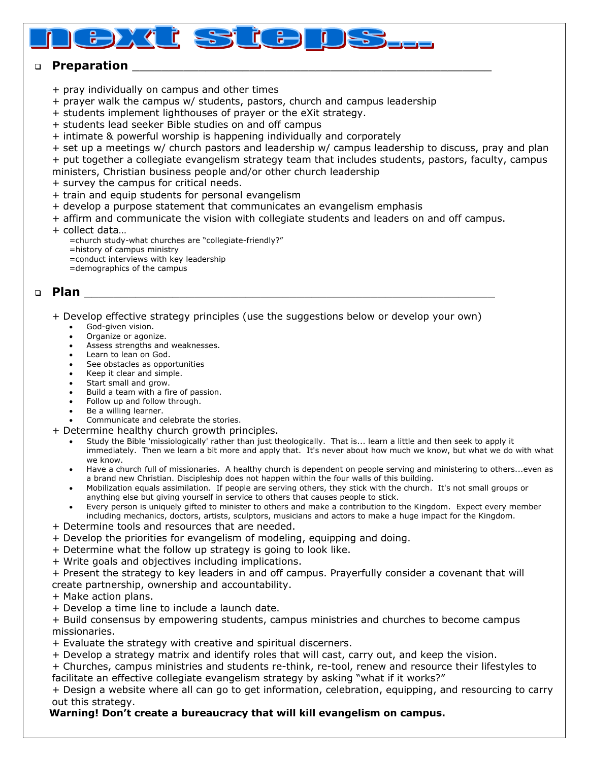# next steps...

- **Preparation** ______________________________________________

  + pray individually on campus and other times
  + prayer walk the campus w/ students, pastors, church and campus leadership
  + students implement lighthouses of prayer or the eXit strategy.
  + students lead seeker Bible studies on and off campus
  + intimate & powerful worship is happening individually and corporately
  + set up a meetings w/ church pastors and leadership w/ campus leadership to discuss, pray and plan
  + put together a collegiate evangelism strategy team that includes students, pastors, faculty, campus ministers, Christian business people and/or other church leadership
  + survey the campus for critical needs.
  + train and equip students for personal evangelism
  + develop a purpose statement that communicates an evangelism emphasis
  + affirm and communicate the vision with collegiate students and leaders on and off campus.
  + collect data…
    =church study-what churches are "collegiate-friendly?"
    =history of campus ministry
    =conduct interviews with key leadership
    =demographics of the campus

- **Plan** ______________________________________________________

  + Develop effective strategy principles (use the suggestions below or develop your own)
  - God-given vision.
  - Organize or agonize.
  - Assess strengths and weaknesses.
  - Learn to lean on God.
  - See obstacles as opportunities
  - Keep it clear and simple.
  - Start small and grow.
  - Build a team with a fire of passion.
  - Follow up and follow through.
  - Be a willing learner.
  - Communicate and celebrate the stories.

  + Determine healthy church growth principles.
  - Study the Bible 'missiologically' rather than just theologically. That is... learn a little and then seek to apply it immediately. Then we learn a bit more and apply that. It's never about how much we know, but what we do with what we know.
  - Have a church full of missionaries. A healthy church is dependent on people serving and ministering to others...even as a brand new Christian. Discipleship does not happen within the four walls of this building.
  - Mobilization equals assimilation. If people are serving others, they stick with the church. It's not small groups or anything else but giving yourself in service to others that causes people to stick.
  - Every person is uniquely gifted to minister to others and make a contribution to the Kingdom. Expect every member including mechanics, doctors, artists, sculptors, musicians and actors to make a huge impact for the Kingdom.

  + Determine tools and resources that are needed.
  + Develop the priorities for evangelism of modeling, equipping and doing.
  + Determine what the follow up strategy is going to look like.
  + Write goals and objectives including implications.
  + Present the strategy to key leaders in and off campus. Prayerfully consider a covenant that will create partnership, ownership and accountability.
  + Make action plans.
  + Develop a time line to include a launch date.
  + Build consensus by empowering students, campus ministries and churches to become campus missionaries.
  + Evaluate the strategy with creative and spiritual discerners.
  + Develop a strategy matrix and identify roles that will cast, carry out, and keep the vision.
  + Churches, campus ministries and students re-think, re-tool, renew and resource their lifestyles to facilitate an effective collegiate evangelism strategy by asking "what if it works?"
  + Design a website where all can go to get information, celebration, equipping, and resourcing to carry out this strategy.

**Warning! Don't create a bureaucracy that will kill evangelism on campus.**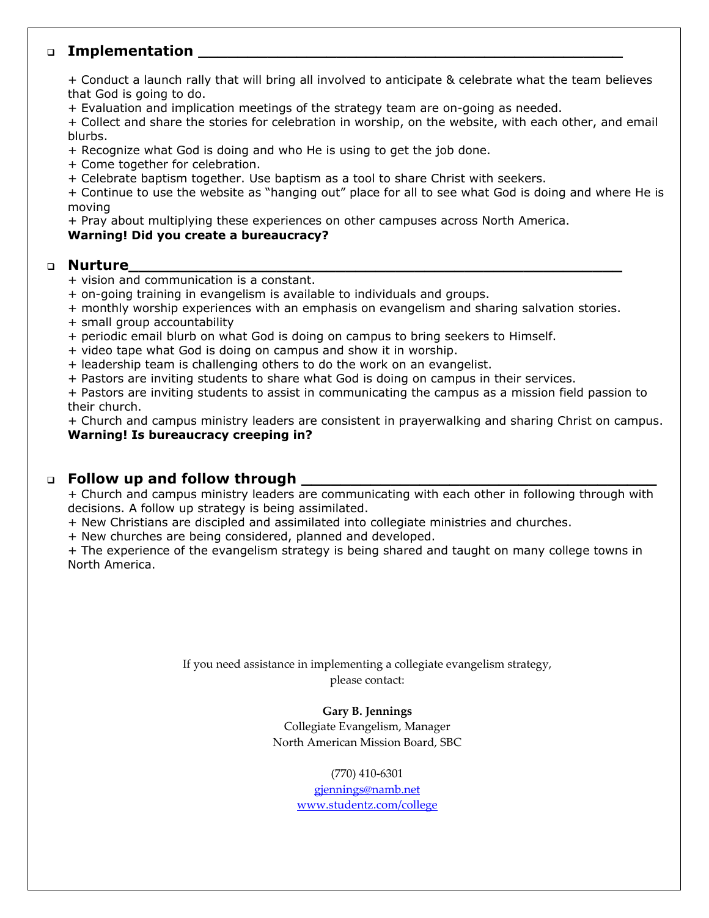- **Implementation**

  + Conduct a launch rally that will bring all involved to anticipate & celebrate what the team believes that God is going to do.
  + Evaluation and implication meetings of the strategy team are on-going as needed.
  + Collect and share the stories for celebration in worship, on the website, with each other, and email blurbs.
  + Recognize what God is doing and who He is using to get the job done.
  + Come together for celebration.
  + Celebrate baptism together. Use baptism as a tool to share Christ with seekers.
  + Continue to use the website as "hanging out" place for all to see what God is doing and where He is moving
  + Pray about multiplying these experiences on other campuses across North America.
  **Warning! Did you create a bureaucracy?**

- **Nurture**

  + vision and communication is a constant.
  + on-going training in evangelism is available to individuals and groups.
  + monthly worship experiences with an emphasis on evangelism and sharing salvation stories.
  + small group accountability
  + periodic email blurb on what God is doing on campus to bring seekers to Himself.
  + video tape what God is doing on campus and show it in worship.
  + leadership team is challenging others to do the work on an evangelist.
  + Pastors are inviting students to share what God is doing on campus in their services.
  + Pastors are inviting students to assist in communicating the campus as a mission field passion to their church.
  + Church and campus ministry leaders are consistent in prayerwalking and sharing Christ on campus.
  **Warning! Is bureaucracy creeping in?**

- **Follow up and follow through**

  + Church and campus ministry leaders are communicating with each other in following through with decisions. A follow up strategy is being assimilated.
  + New Christians are discipled and assimilated into collegiate ministries and churches.
  + New churches are being considered, planned and developed.
  + The experience of the evangelism strategy is being shared and taught on many college towns in North America.

If you need assistance in implementing a collegiate evangelism strategy,
please contact:

**Gary B. Jennings**
Collegiate Evangelism, Manager
North American Mission Board, SBC

(770) 410-6301
gjennings@namb.net
www.studentz.com/college